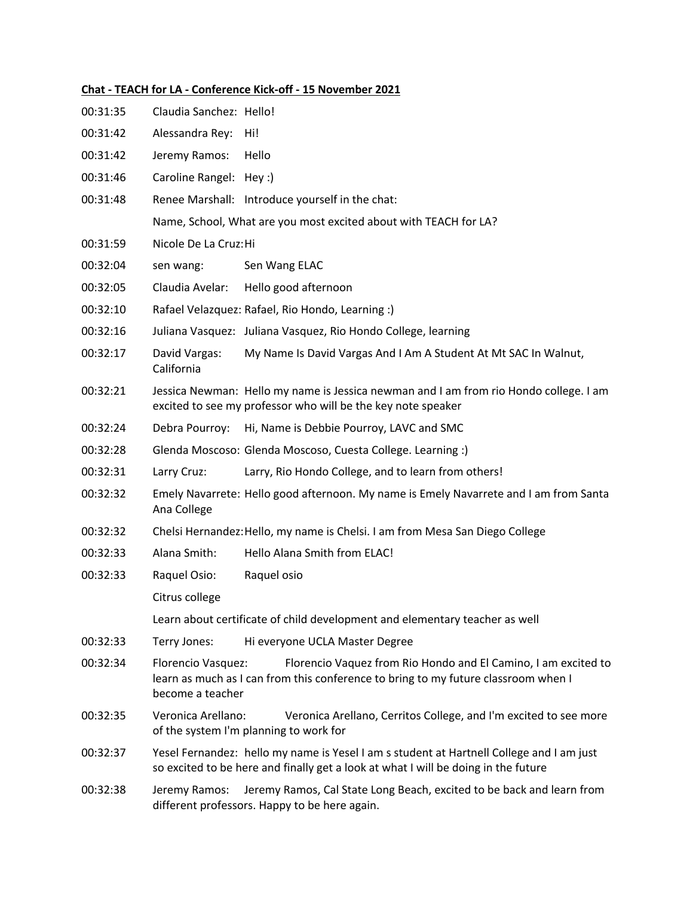**Chat - TEACH for LA - Conference Kick-off - 15 November 2021**

00:31:35 Claudia Sanchez: Hello!

00:31:42 Alessandra Rey: Hi!

00:31:42 Jeremy Ramos: Hello

00:31:46 Caroline Rangel: Hey :)

00:31:48 Renee Marshall: Introduce yourself in the chat:
Name, School, What are you most excited about with TEACH for LA?

00:31:59 Nicole De La Cruz: Hi

00:32:04 sen wang: Sen Wang ELAC

00:32:05 Claudia Avelar: Hello good afternoon

00:32:10 Rafael Velazquez: Rafael, Rio Hondo, Learning :)

00:32:16 Juliana Vasquez: Juliana Vasquez, Rio Hondo College, learning

00:32:17 David Vargas: My Name Is David Vargas And I Am A Student At Mt SAC In Walnut, California

00:32:21 Jessica Newman: Hello my name is Jessica newman and I am from rio Hondo college. I am excited to see my professor who will be the key note speaker

00:32:24 Debra Pourroy: Hi, Name is Debbie Pourroy, LAVC and SMC

00:32:28 Glenda Moscoso: Glenda Moscoso, Cuesta College. Learning :)

00:32:31 Larry Cruz: Larry, Rio Hondo College, and to learn from others!

00:32:32 Emely Navarrete: Hello good afternoon. My name is Emely Navarrete and I am from Santa Ana College

00:32:32 Chelsi Hernandez: Hello, my name is Chelsi. I am from Mesa San Diego College

00:32:33 Alana Smith: Hello Alana Smith from ELAC!

00:32:33 Raquel Osio: Raquel osio
Citrus college
Learn about certificate of child development and elementary teacher as well

00:32:33 Terry Jones: Hi everyone UCLA Master Degree

00:32:34 Florencio Vasquez: Florencio Vaquez from Rio Hondo and El Camino, I am excited to learn as much as I can from this conference to bring to my future classroom when I become a teacher

00:32:35 Veronica Arellano: Veronica Arellano, Cerritos College, and I'm excited to see more of the system I'm planning to work for

00:32:37 Yesel Fernandez: hello my name is Yesel I am s student at Hartnell College and I am just so excited to be here and finally get a look at what I will be doing in the future

00:32:38 Jeremy Ramos: Jeremy Ramos, Cal State Long Beach, excited to be back and learn from different professors. Happy to be here again.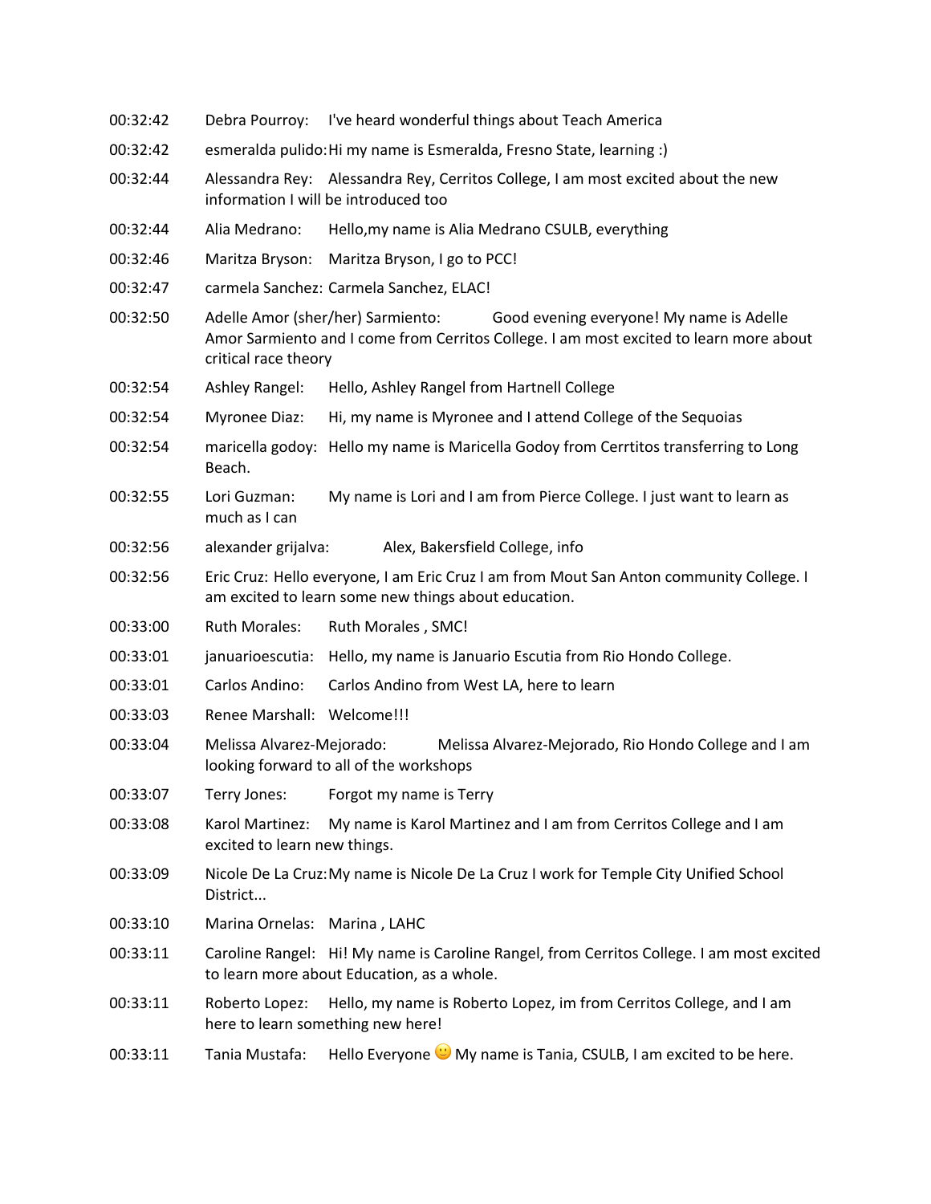00:32:42 Debra Pourroy: I've heard wonderful things about Teach America

00:32:42 esmeralda pulido: Hi my name is Esmeralda, Fresno State, learning :)

00:32:44 Alessandra Rey: Alessandra Rey, Cerritos College, I am most excited about the new information I will be introduced too

00:32:44 Alia Medrano: Hello,my name is Alia Medrano CSULB, everything

00:32:46 Maritza Bryson: Maritza Bryson, I go to PCC!

00:32:47 carmela Sanchez: Carmela Sanchez, ELAC!

00:32:50 Adelle Amor (sher/her) Sarmiento: Good evening everyone! My name is Adelle Amor Sarmiento and I come from Cerritos College. I am most excited to learn more about critical race theory

00:32:54 Ashley Rangel: Hello, Ashley Rangel from Hartnell College

00:32:54 Myronee Diaz: Hi, my name is Myronee and I attend College of the Sequoias

00:32:54 maricella godoy: Hello my name is Maricella Godoy from Cerrtitos transferring to Long Beach.

00:32:55 Lori Guzman: My name is Lori and I am from Pierce College. I just want to learn as much as I can

00:32:56 alexander grijalva: Alex, Bakersfield College, info

00:32:56 Eric Cruz: Hello everyone, I am Eric Cruz I am from Mout San Anton community College. I am excited to learn some new things about education.

00:33:00 Ruth Morales: Ruth Morales , SMC!

00:33:01 januarioescutia: Hello, my name is Januario Escutia from Rio Hondo College.

00:33:01 Carlos Andino: Carlos Andino from West LA, here to learn

00:33:03 Renee Marshall: Welcome!!!

00:33:04 Melissa Alvarez-Mejorado: Melissa Alvarez-Mejorado, Rio Hondo College and I am looking forward to all of the workshops

00:33:07 Terry Jones: Forgot my name is Terry

00:33:08 Karol Martinez: My name is Karol Martinez and I am from Cerritos College and I am excited to learn new things.

00:33:09 Nicole De La Cruz: My name is Nicole De La Cruz I work for Temple City Unified School District...

00:33:10 Marina Ornelas: Marina , LAHC

00:33:11 Caroline Rangel: Hi! My name is Caroline Rangel, from Cerritos College. I am most excited to learn more about Education, as a whole.

00:33:11 Roberto Lopez: Hello, my name is Roberto Lopez, im from Cerritos College, and I am here to learn something new here!

00:33:11 Tania Mustafa: Hello Everyone 🙂 My name is Tania, CSULB, I am excited to be here.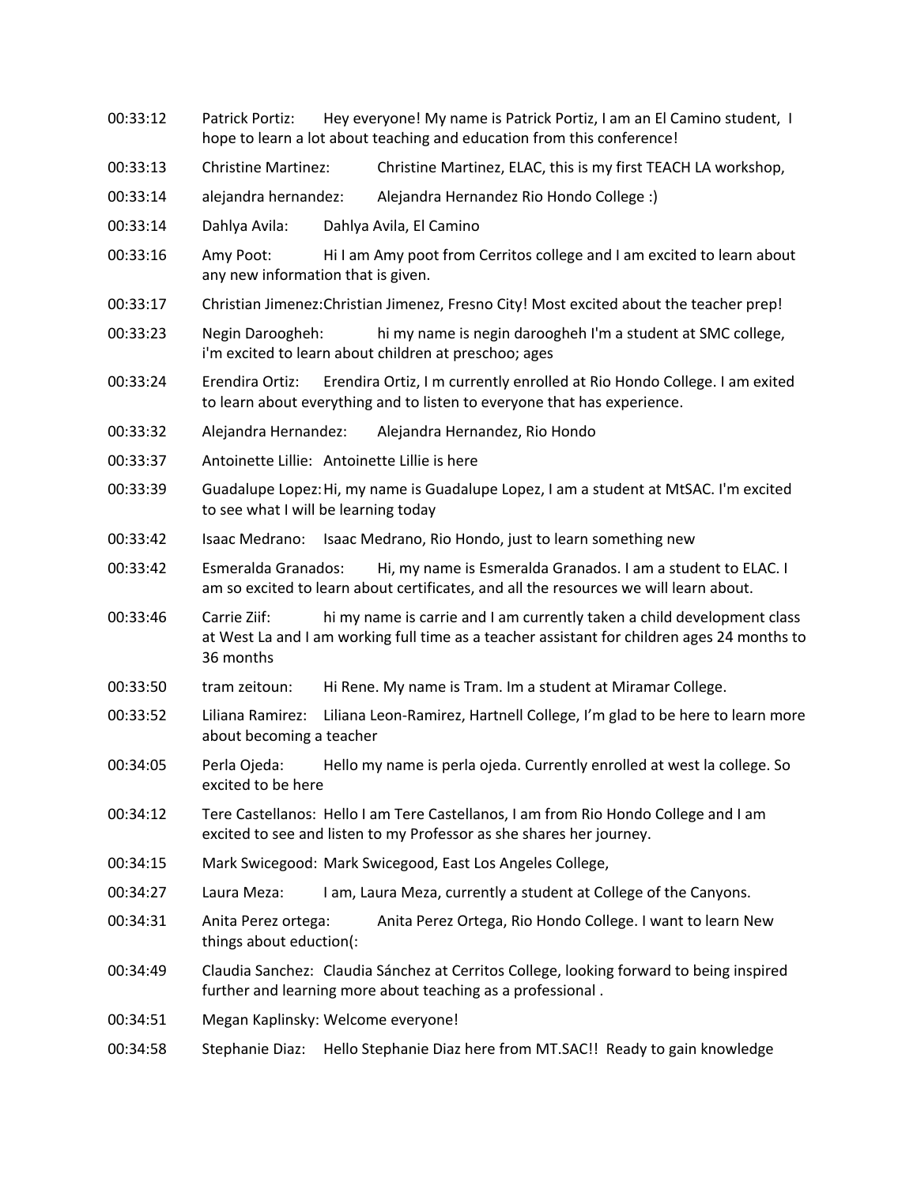00:33:12 Patrick Portiz: Hey everyone! My name is Patrick Portiz, I am an El Camino student, I hope to learn a lot about teaching and education from this conference!

00:33:13 Christine Martinez: Christine Martinez, ELAC, this is my first TEACH LA workshop,

00:33:14 alejandra hernandez: Alejandra Hernandez Rio Hondo College :)

00:33:14 Dahlya Avila: Dahlya Avila, El Camino

00:33:16 Amy Poot: Hi I am Amy poot from Cerritos college and I am excited to learn about any new information that is given.

00:33:17 Christian Jimenez: Christian Jimenez, Fresno City! Most excited about the teacher prep!

00:33:23 Negin Daroogheh: hi my name is negin daroogheh I'm a student at SMC college, i'm excited to learn about children at preschoo; ages

00:33:24 Erendira Ortiz: Erendira Ortiz, I m currently enrolled at Rio Hondo College. I am exited to learn about everything and to listen to everyone that has experience.

00:33:32 Alejandra Hernandez: Alejandra Hernandez, Rio Hondo

00:33:37 Antoinette Lillie: Antoinette Lillie is here

00:33:39 Guadalupe Lopez: Hi, my name is Guadalupe Lopez, I am a student at MtSAC. I'm excited to see what I will be learning today

00:33:42 Isaac Medrano: Isaac Medrano, Rio Hondo, just to learn something new

00:33:42 Esmeralda Granados: Hi, my name is Esmeralda Granados. I am a student to ELAC. I am so excited to learn about certificates, and all the resources we will learn about.

00:33:46 Carrie Ziif: hi my name is carrie and I am currently taken a child development class at West La and I am working full time as a teacher assistant for children ages 24 months to 36 months

00:33:50 tram zeitoun: Hi Rene. My name is Tram. Im a student at Miramar College.

00:33:52 Liliana Ramirez: Liliana Leon-Ramirez, Hartnell College, I'm glad to be here to learn more about becoming a teacher

00:34:05 Perla Ojeda: Hello my name is perla ojeda. Currently enrolled at west la college. So excited to be here

00:34:12 Tere Castellanos: Hello I am Tere Castellanos, I am from Rio Hondo College and I am excited to see and listen to my Professor as she shares her journey.

00:34:15 Mark Swicegood: Mark Swicegood, East Los Angeles College,

00:34:27 Laura Meza: I am, Laura Meza, currently a student at College of the Canyons.

00:34:31 Anita Perez ortega: Anita Perez Ortega, Rio Hondo College. I want to learn New things about eduction(:

00:34:49 Claudia Sanchez: Claudia Sánchez at Cerritos College, looking forward to being inspired further and learning more about teaching as a professional .

00:34:51 Megan Kaplinsky: Welcome everyone!

00:34:58 Stephanie Diaz: Hello Stephanie Diaz here from MT.SAC!! Ready to gain knowledge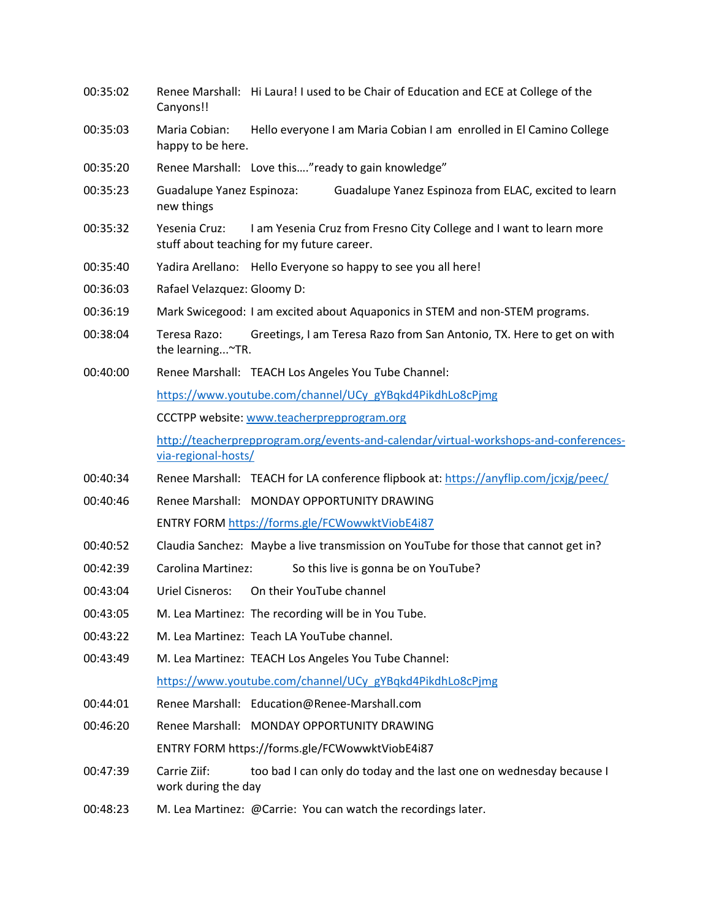00:35:02 Renee Marshall: Hi Laura! I used to be Chair of Education and ECE at College of the Canyons!!

00:35:03 Maria Cobian: Hello everyone I am Maria Cobian I am enrolled in El Camino College happy to be here.

00:35:20 Renee Marshall: Love this…."ready to gain knowledge"

00:35:23 Guadalupe Yanez Espinoza: Guadalupe Yanez Espinoza from ELAC, excited to learn new things

00:35:32 Yesenia Cruz: I am Yesenia Cruz from Fresno City College and I want to learn more stuff about teaching for my future career.

00:35:40 Yadira Arellano: Hello Everyone so happy to see you all here!

00:36:03 Rafael Velazquez: Gloomy D:

00:36:19 Mark Swicegood: I am excited about Aquaponics in STEM and non-STEM programs.

00:38:04 Teresa Razo: Greetings, I am Teresa Razo from San Antonio, TX. Here to get on with the learning...~TR.

00:40:00 Renee Marshall: TEACH Los Angeles You Tube Channel:

https://www.youtube.com/channel/UCy_gYBqkd4PikdhLo8cPjmg

CCCTPP website: www.teacherprepprogram.org

http://teacherprepprogram.org/events-and-calendar/virtual-workshops-and-conferences-via-regional-hosts/

00:40:34 Renee Marshall: TEACH for LA conference flipbook at: https://anyflip.com/jcxjg/peec/

00:40:46 Renee Marshall: MONDAY OPPORTUNITY DRAWING

ENTRY FORM https://forms.gle/FCWowwktViobE4i87

00:40:52 Claudia Sanchez: Maybe a live transmission on YouTube for those that cannot get in?

00:42:39 Carolina Martinez: So this live is gonna be on YouTube?

00:43:04 Uriel Cisneros: On their YouTube channel

00:43:05 M. Lea Martinez: The recording will be in You Tube.

00:43:22 M. Lea Martinez: Teach LA YouTube channel.

00:43:49 M. Lea Martinez: TEACH Los Angeles You Tube Channel:

https://www.youtube.com/channel/UCy_gYBqkd4PikdhLo8cPjmg

00:44:01 Renee Marshall: Education@Renee-Marshall.com

00:46:20 Renee Marshall: MONDAY OPPORTUNITY DRAWING

ENTRY FORM https://forms.gle/FCWowwktViobE4i87

00:47:39 Carrie Ziif: too bad I can only do today and the last one on wednesday because I work during the day

00:48:23 M. Lea Martinez: @Carrie: You can watch the recordings later.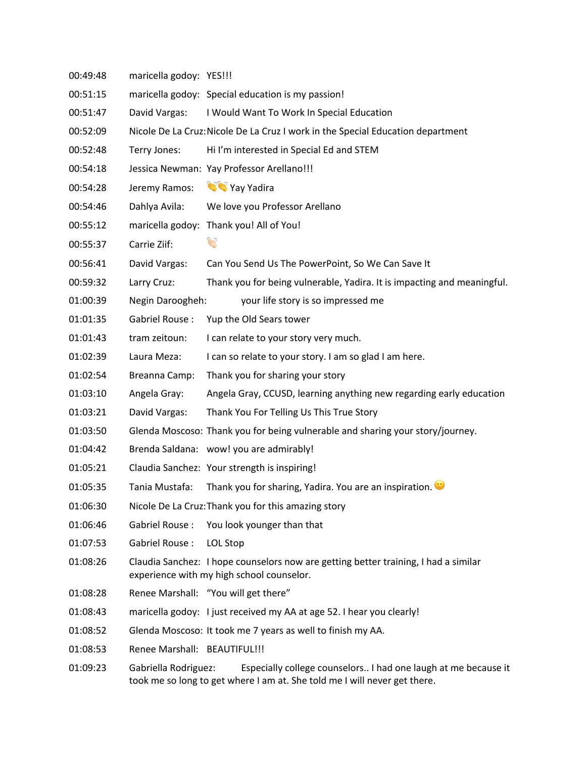00:49:48 maricella godoy: YES!!!

00:51:15 maricella godoy: Special education is my passion!

00:51:47 David Vargas: I Would Want To Work In Special Education

00:52:09 Nicole De La Cruz: Nicole De La Cruz I work in the Special Education department

00:52:48 Terry Jones: Hi I'm interested in Special Ed and STEM

00:54:18 Jessica Newman: Yay Professor Arellano!!!

00:54:28 Jeremy Ramos: 👏👏 Yay Yadira

00:54:46 Dahlya Avila: We love you Professor Arellano

00:55:12 maricella godoy: Thank you! All of You!

00:55:37 Carrie Ziif: 👏

00:56:41 David Vargas: Can You Send Us The PowerPoint, So We Can Save It

00:59:32 Larry Cruz: Thank you for being vulnerable, Yadira. It is impacting and meaningful.

01:00:39 Negin Daroogheh: your life story is so impressed me

01:01:35 Gabriel Rouse : Yup the Old Sears tower

01:01:43 tram zeitoun: I can relate to your story very much.

01:02:39 Laura Meza: I can so relate to your story. I am so glad I am here.

01:02:54 Breanna Camp: Thank you for sharing your story

01:03:10 Angela Gray: Angela Gray, CCUSD, learning anything new regarding early education

01:03:21 David Vargas: Thank You For Telling Us This True Story

01:03:50 Glenda Moscoso: Thank you for being vulnerable and sharing your story/journey.

01:04:42 Brenda Saldana: wow! you are admirably!

01:05:21 Claudia Sanchez: Your strength is inspiring!

01:05:35 Tania Mustafa: Thank you for sharing, Yadira. You are an inspiration. 🙂

01:06:30 Nicole De La Cruz: Thank you for this amazing story

01:06:46 Gabriel Rouse : You look younger than that

01:07:53 Gabriel Rouse : LOL Stop

01:08:26 Claudia Sanchez: I hope counselors now are getting better training, I had a similar experience with my high school counselor.

01:08:28 Renee Marshall: "You will get there"

01:08:43 maricella godoy: I just received my AA at age 52. I hear you clearly!

01:08:52 Glenda Moscoso: It took me 7 years as well to finish my AA.

01:08:53 Renee Marshall: BEAUTIFUL!!!

01:09:23 Gabriella Rodriguez: Especially college counselors.. I had one laugh at me because it took me so long to get where I am at. She told me I will never get there.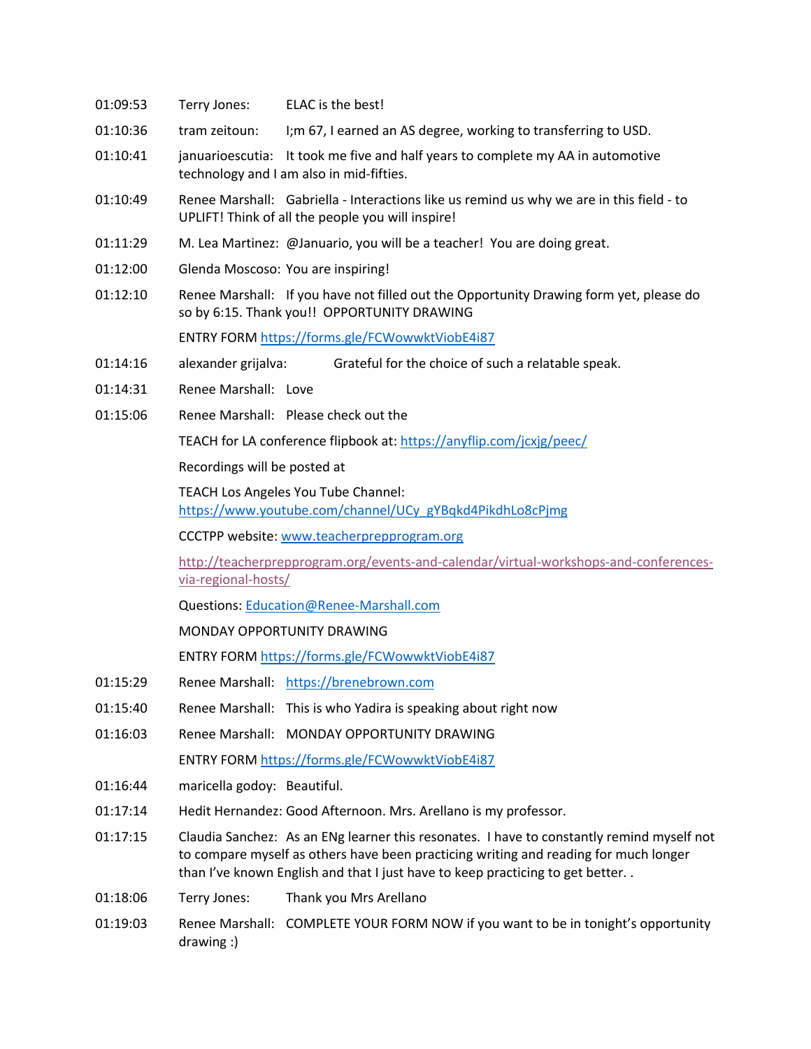01:09:53 Terry Jones: ELAC is the best!

01:10:36 tram zeitoun: I;m 67, I earned an AS degree, working to transferring to USD.

01:10:41 januarioescutia: It took me five and half years to complete my AA in automotive technology and I am also in mid-fifties.

01:10:49 Renee Marshall: Gabriella - Interactions like us remind us why we are in this field - to UPLIFT! Think of all the people you will inspire!

01:11:29 M. Lea Martinez: @Januario, you will be a teacher! You are doing great.

01:12:00 Glenda Moscoso: You are inspiring!

01:12:10 Renee Marshall: If you have not filled out the Opportunity Drawing form yet, please do so by 6:15. Thank you!! OPPORTUNITY DRAWING

ENTRY FORM https://forms.gle/FCWowwktViobE4i87

01:14:16 alexander grijalva: Grateful for the choice of such a relatable speak.

01:14:31 Renee Marshall: Love

01:15:06 Renee Marshall: Please check out the

TEACH for LA conference flipbook at: https://anyflip.com/jcxjg/peec/

Recordings will be posted at

TEACH Los Angeles You Tube Channel: https://www.youtube.com/channel/UCy_gYBqkd4PikdhLo8cPjmg

CCCTPP website: www.teacherprepprogram.org

http://teacherprepprogram.org/events-and-calendar/virtual-workshops-and-conferences-via-regional-hosts/

Questions: Education@Renee-Marshall.com

MONDAY OPPORTUNITY DRAWING

ENTRY FORM https://forms.gle/FCWowwktViobE4i87

01:15:29 Renee Marshall: https://brenebrown.com

01:15:40 Renee Marshall: This is who Yadira is speaking about right now

01:16:03 Renee Marshall: MONDAY OPPORTUNITY DRAWING

ENTRY FORM https://forms.gle/FCWowwktViobE4i87

01:16:44 maricella godoy: Beautiful.

01:17:14 Hedit Hernandez: Good Afternoon. Mrs. Arellano is my professor.

01:17:15 Claudia Sanchez: As an ENg learner this resonates. I have to constantly remind myself not to compare myself as others have been practicing writing and reading for much longer than I've known English and that I just have to keep practicing to get better. .

01:18:06 Terry Jones: Thank you Mrs Arellano

01:19:03 Renee Marshall: COMPLETE YOUR FORM NOW if you want to be in tonight's opportunity drawing :)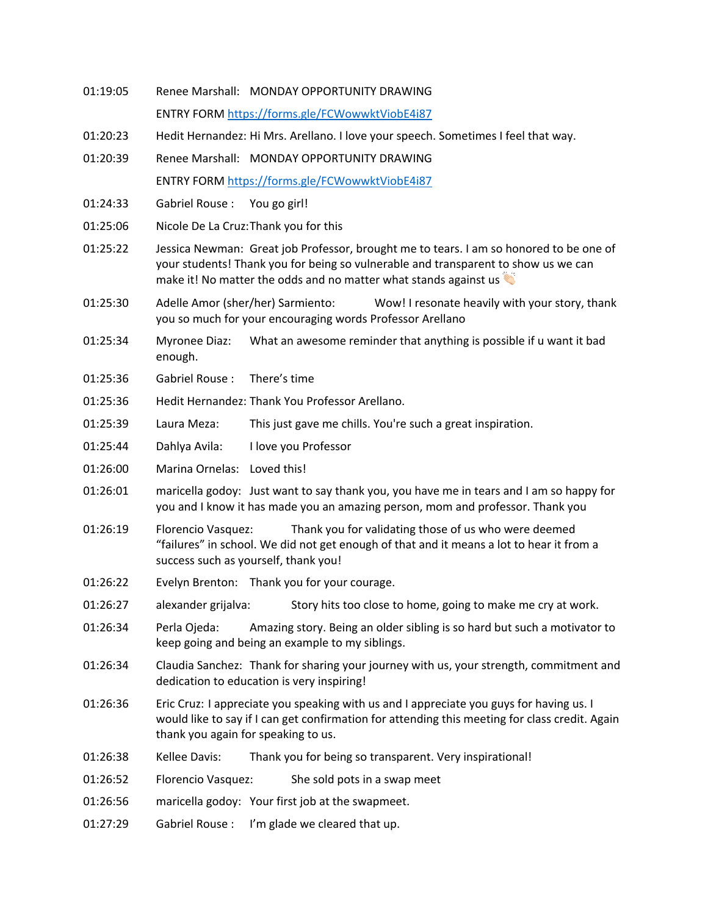01:19:05 Renee Marshall: MONDAY OPPORTUNITY DRAWING
ENTRY FORM https://forms.gle/FCWowwktViobE4i87

01:20:23 Hedit Hernandez: Hi Mrs. Arellano. I love your speech. Sometimes I feel that way.

01:20:39 Renee Marshall: MONDAY OPPORTUNITY DRAWING
ENTRY FORM https://forms.gle/FCWowwktViobE4i87

01:24:33 Gabriel Rouse : You go girl!

01:25:06 Nicole De La Cruz: Thank you for this

01:25:22 Jessica Newman: Great job Professor, brought me to tears. I am so honored to be one of your students! Thank you for being so vulnerable and transparent to show us we can make it! No matter the odds and no matter what stands against us 👏🏻

01:25:30 Adelle Amor (sher/her) Sarmiento: Wow! I resonate heavily with your story, thank you so much for your encouraging words Professor Arellano

01:25:34 Myronee Diaz: What an awesome reminder that anything is possible if u want it bad enough.

01:25:36 Gabriel Rouse : There's time

01:25:36 Hedit Hernandez: Thank You Professor Arellano.

01:25:39 Laura Meza: This just gave me chills. You're such a great inspiration.

01:25:44 Dahlya Avila: I love you Professor

01:26:00 Marina Ornelas: Loved this!

01:26:01 maricella godoy: Just want to say thank you, you have me in tears and I am so happy for you and I know it has made you an amazing person, mom and professor. Thank you

01:26:19 Florencio Vasquez: Thank you for validating those of us who were deemed "failures" in school. We did not get enough of that and it means a lot to hear it from a success such as yourself, thank you!

01:26:22 Evelyn Brenton: Thank you for your courage.

01:26:27 alexander grijalva: Story hits too close to home, going to make me cry at work.

01:26:34 Perla Ojeda: Amazing story. Being an older sibling is so hard but such a motivator to keep going and being an example to my siblings.

01:26:34 Claudia Sanchez: Thank for sharing your journey with us, your strength, commitment and dedication to education is very inspiring!

01:26:36 Eric Cruz: I appreciate you speaking with us and I appreciate you guys for having us. I would like to say if I can get confirmation for attending this meeting for class credit. Again thank you again for speaking to us.

01:26:38 Kellee Davis: Thank you for being so transparent. Very inspirational!

01:26:52 Florencio Vasquez: She sold pots in a swap meet

01:26:56 maricella godoy: Your first job at the swapmeet.

01:27:29 Gabriel Rouse : I'm glade we cleared that up.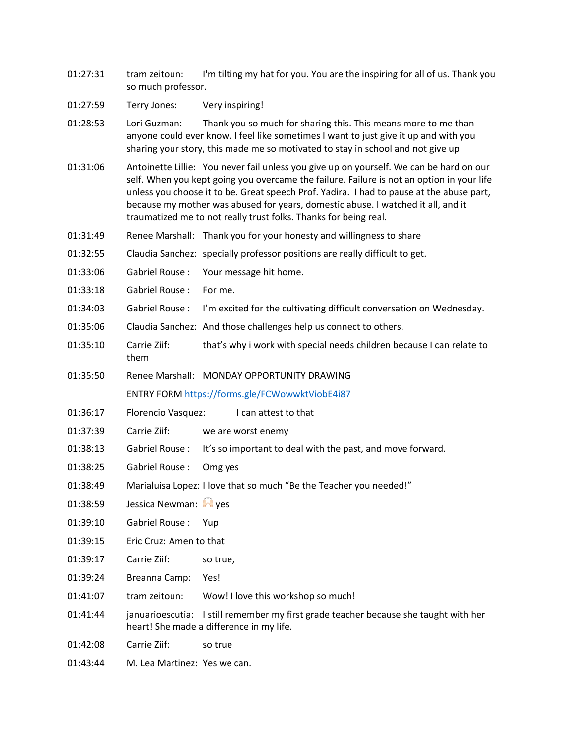01:27:31 tram zeitoun: I'm tilting my hat for you. You are the inspiring for all of us. Thank you so much professor.

01:27:59 Terry Jones: Very inspiring!

01:28:53 Lori Guzman: Thank you so much for sharing this. This means more to me than anyone could ever know. I feel like sometimes I want to just give it up and with you sharing your story, this made me so motivated to stay in school and not give up

01:31:06 Antoinette Lillie: You never fail unless you give up on yourself. We can be hard on our self. When you kept going you overcame the failure. Failure is not an option in your life unless you choose it to be. Great speech Prof. Yadira. I had to pause at the abuse part, because my mother was abused for years, domestic abuse. I watched it all, and it traumatized me to not really trust folks. Thanks for being real.

01:31:49 Renee Marshall: Thank you for your honesty and willingness to share

01:32:55 Claudia Sanchez: specially professor positions are really difficult to get.

01:33:06 Gabriel Rouse : Your message hit home.

01:33:18 Gabriel Rouse : For me.

01:34:03 Gabriel Rouse : I'm excited for the cultivating difficult conversation on Wednesday.

01:35:06 Claudia Sanchez: And those challenges help us connect to others.

01:35:10 Carrie Ziif: that's why i work with special needs children because I can relate to them

01:35:50 Renee Marshall: MONDAY OPPORTUNITY DRAWING

ENTRY FORM https://forms.gle/FCWowwktViobE4i87

01:36:17 Florencio Vasquez: I can attest to that

01:37:39 Carrie Ziif: we are worst enemy

01:38:13 Gabriel Rouse : It's so important to deal with the past, and move forward.

01:38:25 Gabriel Rouse : Omg yes

01:38:49 Marialuisa Lopez: I love that so much "Be the Teacher you needed!"

01:38:59 Jessica Newman: 🙌🏻 yes

01:39:10 Gabriel Rouse : Yup

01:39:15 Eric Cruz: Amen to that

01:39:17 Carrie Ziif: so true,

01:39:24 Breanna Camp: Yes!

01:41:07 tram zeitoun: Wow! I love this workshop so much!

01:41:44 januarioescutia: I still remember my first grade teacher because she taught with her heart! She made a difference in my life.

01:42:08 Carrie Ziif: so true

01:43:44 M. Lea Martinez: Yes we can.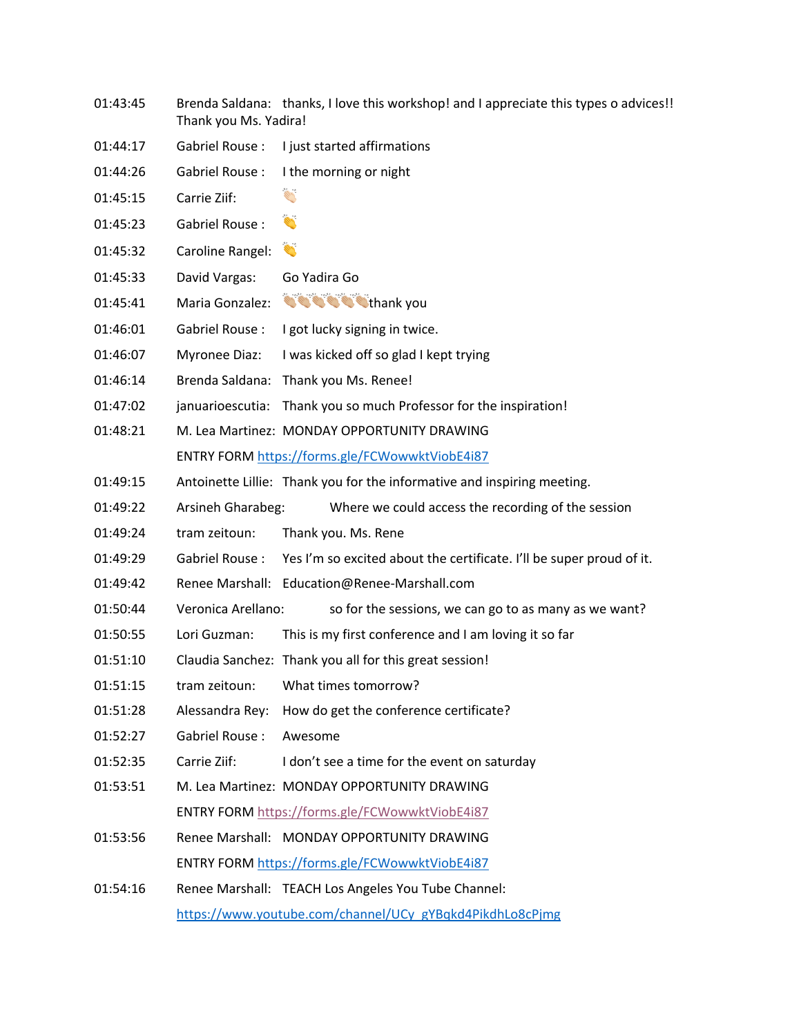01:43:45 Brenda Saldana: thanks, I love this workshop! and I appreciate this types o advices!! Thank you Ms. Yadira!

01:44:17 Gabriel Rouse : I just started affirmations

01:44:26 Gabriel Rouse : I the morning or night

01:45:15 Carrie Ziif: 👏🏻

01:45:23 Gabriel Rouse : 👏

01:45:32 Caroline Rangel: 👏

01:45:33 David Vargas: Go Yadira Go

01:45:41 Maria Gonzalez: 👏🏼👏🏼👏🏼👏🏼👏🏼👏🏼thank you

01:46:01 Gabriel Rouse : I got lucky signing in twice.

01:46:07 Myronee Diaz: I was kicked off so glad I kept trying

01:46:14 Brenda Saldana: Thank you Ms. Renee!

01:47:02 januarioescutia: Thank you so much Professor for the inspiration!

01:48:21 M. Lea Martinez: MONDAY OPPORTUNITY DRAWING
ENTRY FORM https://forms.gle/FCWowwktViobE4i87

01:49:15 Antoinette Lillie: Thank you for the informative and inspiring meeting.

01:49:22 Arsineh Gharabeg: Where we could access the recording of the session

01:49:24 tram zeitoun: Thank you. Ms. Rene

01:49:29 Gabriel Rouse : Yes I'm so excited about the certificate. I'll be super proud of it.

01:49:42 Renee Marshall: Education@Renee-Marshall.com

01:50:44 Veronica Arellano: so for the sessions, we can go to as many as we want?

01:50:55 Lori Guzman: This is my first conference and I am loving it so far

01:51:10 Claudia Sanchez: Thank you all for this great session!

01:51:15 tram zeitoun: What times tomorrow?

01:51:28 Alessandra Rey: How do get the conference certificate?

01:52:27 Gabriel Rouse : Awesome

01:52:35 Carrie Ziif: I don't see a time for the event on saturday

01:53:51 M. Lea Martinez: MONDAY OPPORTUNITY DRAWING
ENTRY FORM https://forms.gle/FCWowwktViobE4i87

01:53:56 Renee Marshall: MONDAY OPPORTUNITY DRAWING
ENTRY FORM https://forms.gle/FCWowwktViobE4i87

01:54:16 Renee Marshall: TEACH Los Angeles You Tube Channel:
https://www.youtube.com/channel/UCy_gYBqkd4PikdhLo8cPjmg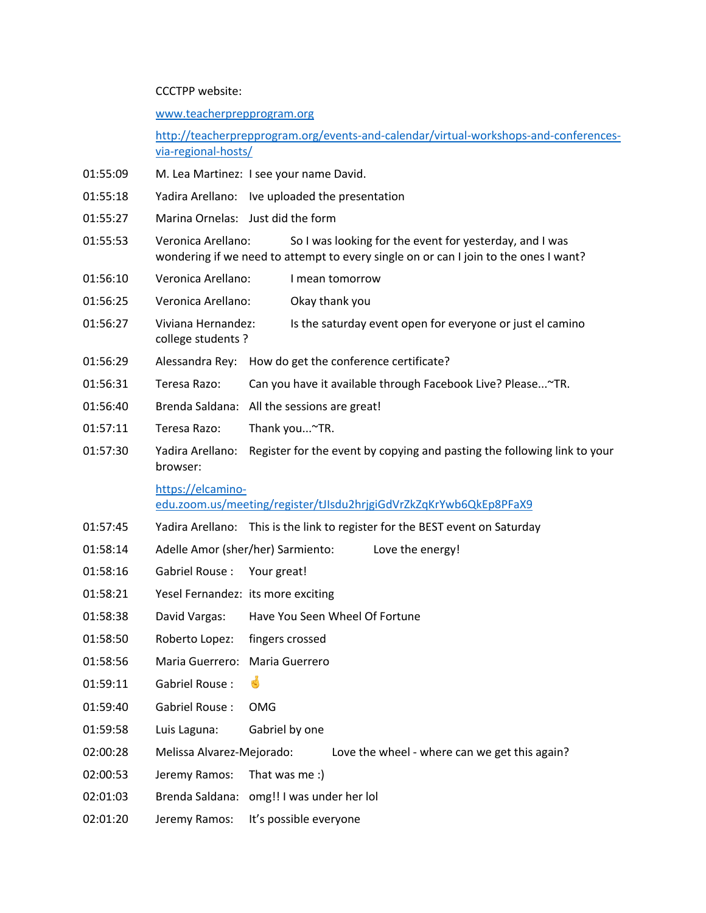CCCTPP website:

[www.teacherprepprogram.org](http://www.teacherprepprogram.org)

[http://teacherprepprogram.org/events-and-calendar/virtual-workshops-and-conferences-via-regional-hosts/](http://teacherprepprogram.org/events-and-calendar/virtual-workshops-and-conferences-via-regional-hosts/)

01:55:09 M. Lea Martinez: I see your name David.

01:55:18 Yadira Arellano: Ive uploaded the presentation

01:55:27 Marina Ornelas: Just did the form

01:55:53 Veronica Arellano: So I was looking for the event for yesterday, and I was wondering if we need to attempt to every single on or can I join to the ones I want?

01:56:10 Veronica Arellano: I mean tomorrow

01:56:25 Veronica Arellano: Okay thank you

01:56:27 Viviana Hernandez: Is the saturday event open for everyone or just el camino college students ?

01:56:29 Alessandra Rey: How do get the conference certificate?

01:56:31 Teresa Razo: Can you have it available through Facebook Live? Please...~TR.

01:56:40 Brenda Saldana: All the sessions are great!

01:57:11 Teresa Razo: Thank you...~TR.

01:57:30 Yadira Arellano: Register for the event by copying and pasting the following link to your browser:

[https://elcamino-edu.zoom.us/meeting/register/tJIsdu2hrjgiGdVrZkZqKrYwb6QkEp8PFaX9](https://elcamino-edu.zoom.us/meeting/register/tJIsdu2hrjgiGdVrZkZqKrYwb6QkEp8PFaX9)

01:57:45 Yadira Arellano: This is the link to register for the BEST event on Saturday

01:58:14 Adelle Amor (sher/her) Sarmiento: Love the energy!

01:58:16 Gabriel Rouse : Your great!

01:58:21 Yesel Fernandez: its more exciting

01:58:38 David Vargas: Have You Seen Wheel Of Fortune

01:58:50 Roberto Lopez: fingers crossed

01:58:56 Maria Guerrero: Maria Guerrero

01:59:11 Gabriel Rouse : 🤞

01:59:40 Gabriel Rouse : OMG

01:59:58 Luis Laguna: Gabriel by one

02:00:28 Melissa Alvarez-Mejorado: Love the wheel - where can we get this again?

02:00:53 Jeremy Ramos: That was me :)

02:01:03 Brenda Saldana: omg!! I was under her lol

02:01:20 Jeremy Ramos: It's possible everyone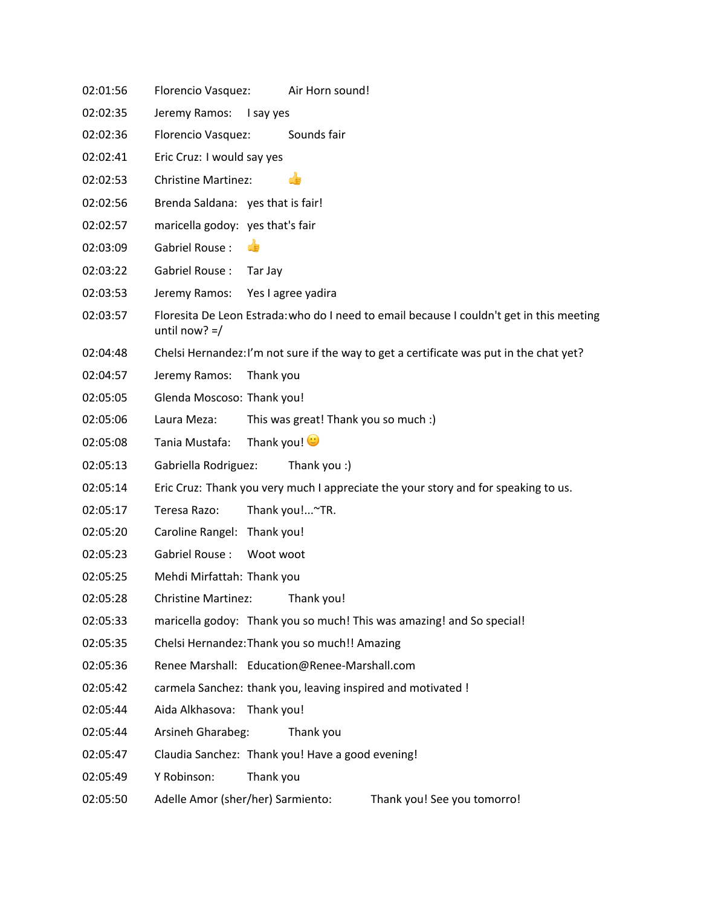02:01:56 Florencio Vasquez: Air Horn sound!

02:02:35 Jeremy Ramos: I say yes

02:02:36 Florencio Vasquez: Sounds fair

02:02:41 Eric Cruz: I would say yes

02:02:53 Christine Martinez: 👍

02:02:56 Brenda Saldana: yes that is fair!

02:02:57 maricella godoy: yes that's fair

02:03:09 Gabriel Rouse : 👍

02:03:22 Gabriel Rouse : Tar Jay

02:03:53 Jeremy Ramos: Yes I agree yadira

02:03:57 Floresita De Leon Estrada: who do I need to email because I couldn't get in this meeting until now? =/

02:04:48 Chelsi Hernandez: I'm not sure if the way to get a certificate was put in the chat yet?

02:04:57 Jeremy Ramos: Thank you

02:05:05 Glenda Moscoso: Thank you!

02:05:06 Laura Meza: This was great! Thank you so much :)

02:05:08 Tania Mustafa: Thank you! 🙂

02:05:13 Gabriella Rodriguez: Thank you :)

02:05:14 Eric Cruz: Thank you very much I appreciate the your story and for speaking to us.

02:05:17 Teresa Razo: Thank you!...~TR.

02:05:20 Caroline Rangel: Thank you!

02:05:23 Gabriel Rouse : Woot woot

02:05:25 Mehdi Mirfattah: Thank you

02:05:28 Christine Martinez: Thank you!

02:05:33 maricella godoy: Thank you so much! This was amazing! and So special!

02:05:35 Chelsi Hernandez: Thank you so much!! Amazing

02:05:36 Renee Marshall: Education@Renee-Marshall.com

02:05:42 carmela Sanchez: thank you, leaving inspired and motivated !

02:05:44 Aida Alkhasova: Thank you!

02:05:44 Arsineh Gharabeg: Thank you

02:05:47 Claudia Sanchez: Thank you! Have a good evening!

02:05:49 Y Robinson: Thank you

02:05:50 Adelle Amor (sher/her) Sarmiento: Thank you! See you tomorro!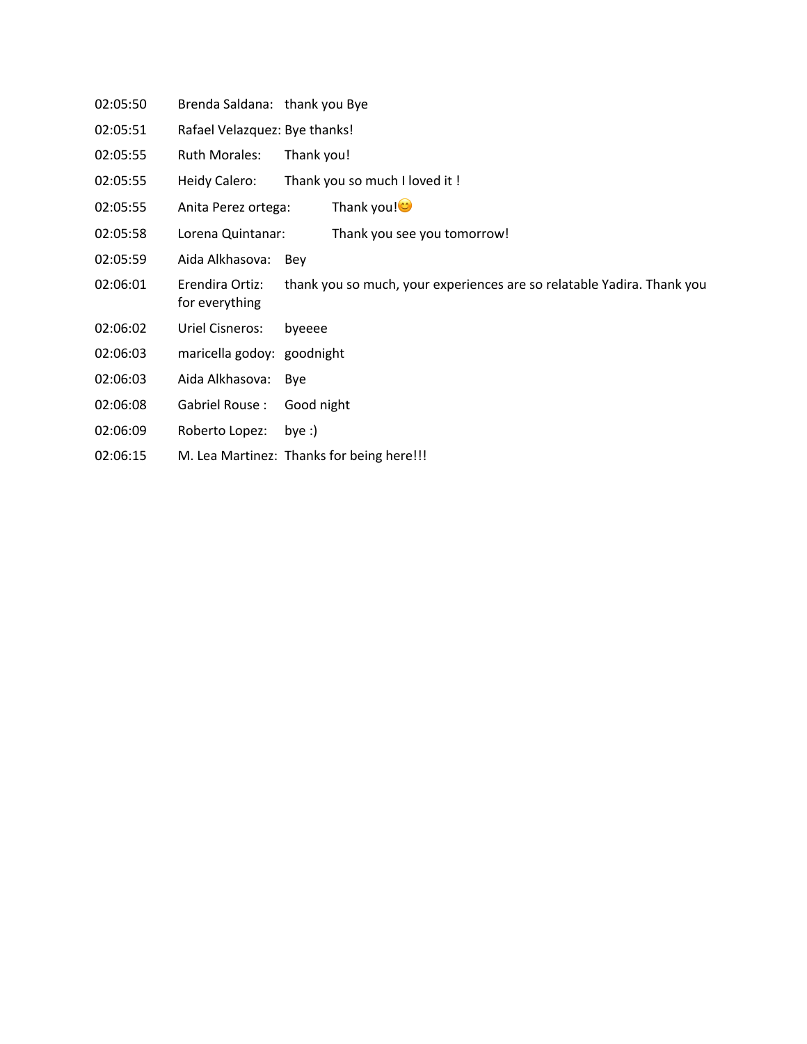02:05:50 Brenda Saldana: thank you Bye

02:05:51 Rafael Velazquez: Bye thanks!

02:05:55 Ruth Morales: Thank you!

02:05:55 Heidy Calero: Thank you so much I loved it !

02:05:55 Anita Perez ortega: Thank you!😊

02:05:58 Lorena Quintanar: Thank you see you tomorrow!

02:05:59 Aida Alkhasova: Bey

02:06:01 Erendira Ortiz: thank you so much, your experiences are so relatable Yadira. Thank you for everything

02:06:02 Uriel Cisneros: byeeee

02:06:03 maricella godoy: goodnight

02:06:03 Aida Alkhasova: Bye

02:06:08 Gabriel Rouse : Good night

02:06:09 Roberto Lopez: bye :)

02:06:15 M. Lea Martinez: Thanks for being here!!!